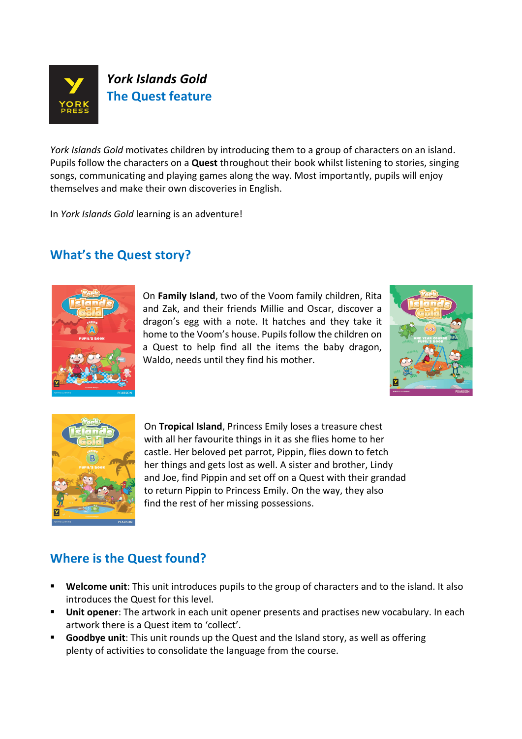# *York Islands Gold*
## The Quest feature

*York Islands Gold* motivates children by introducing them to a group of characters on an island. Pupils follow the characters on a **Quest** throughout their book whilst listening to stories, singing songs, communicating and playing games along the way. Most importantly, pupils will enjoy themselves and make their own discoveries in English.

In *York Islands Gold* learning is an adventure!

## What's the Quest story?

On **Family Island**, two of the Voom family children, Rita and Zak, and their friends Millie and Oscar, discover a dragon's egg with a note. It hatches and they take it home to the Voom's house. Pupils follow the children on a Quest to help find all the items the baby dragon, Waldo, needs until they find his mother.

On **Tropical Island**, Princess Emily loses a treasure chest with all her favourite things in it as she flies home to her castle. Her beloved pet parrot, Pippin, flies down to fetch her things and gets lost as well. A sister and brother, Lindy and Joe, find Pippin and set off on a Quest with their grandad to return Pippin to Princess Emily. On the way, they also find the rest of her missing possessions.

## Where is the Quest found?

- **Welcome unit**: This unit introduces pupils to the group of characters and to the island. It also introduces the Quest for this level.
- **Unit opener**: The artwork in each unit opener presents and practises new vocabulary. In each artwork there is a Quest item to 'collect'.
- **Goodbye unit**: This unit rounds up the Quest and the Island story, as well as offering plenty of activities to consolidate the language from the course.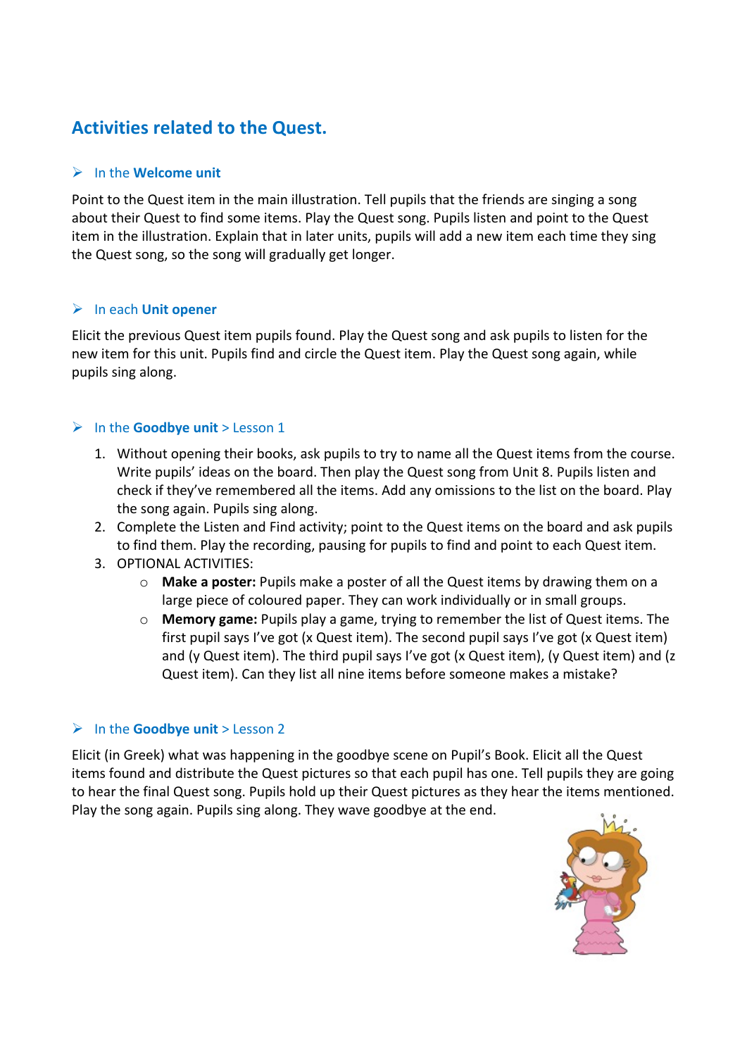## Activities related to the Quest.

### ➢ In the **Welcome unit**

Point to the Quest item in the main illustration. Tell pupils that the friends are singing a song about their Quest to find some items. Play the Quest song. Pupils listen and point to the Quest item in the illustration. Explain that in later units, pupils will add a new item each time they sing the Quest song, so the song will gradually get longer.

### ➢ In each **Unit opener**

Elicit the previous Quest item pupils found. Play the Quest song and ask pupils to listen for the new item for this unit. Pupils find and circle the Quest item. Play the Quest song again, while pupils sing along.

### ➢ In the **Goodbye unit** > Lesson 1

1. Without opening their books, ask pupils to try to name all the Quest items from the course. Write pupils' ideas on the board. Then play the Quest song from Unit 8. Pupils listen and check if they've remembered all the items. Add any omissions to the list on the board. Play the song again. Pupils sing along.
2. Complete the Listen and Find activity; point to the Quest items on the board and ask pupils to find them. Play the recording, pausing for pupils to find and point to each Quest item.
3. OPTIONAL ACTIVITIES:
   - **Make a poster:** Pupils make a poster of all the Quest items by drawing them on a large piece of coloured paper. They can work individually or in small groups.
   - **Memory game:** Pupils play a game, trying to remember the list of Quest items. The first pupil says I've got (x Quest item). The second pupil says I've got (x Quest item) and (y Quest item). The third pupil says I've got (x Quest item), (y Quest item) and (z Quest item). Can they list all nine items before someone makes a mistake?

### ➢ In the **Goodbye unit** > Lesson 2

Elicit (in Greek) what was happening in the goodbye scene on Pupil's Book. Elicit all the Quest items found and distribute the Quest pictures so that each pupil has one. Tell pupils they are going to hear the final Quest song. Pupils hold up their Quest pictures as they hear the items mentioned. Play the song again. Pupils sing along. They wave goodbye at the end.